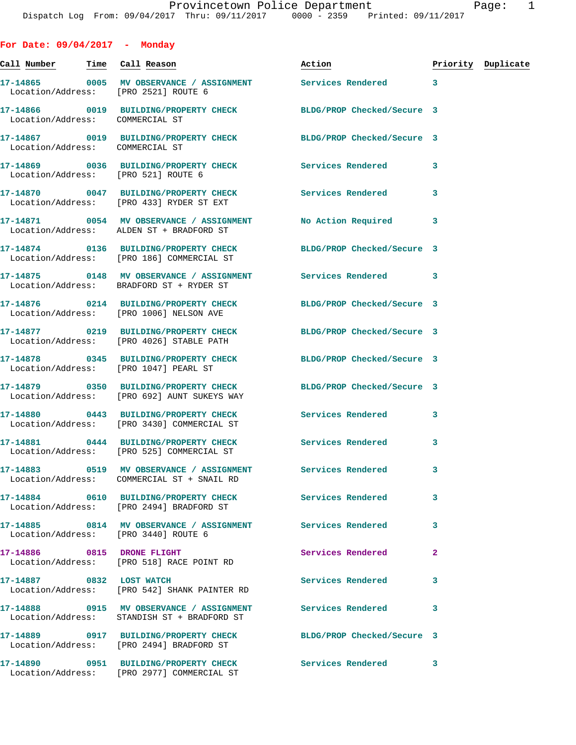## For Date: 09/04/2017 - Monday

| Call Number | Time | Call Reason | Action | Priority | Duplicate |
|---|---|---|---|---|---|
| 17-14865 | 0005 | MV OBSERVANCE / ASSIGNMENT | Services Rendered | 3 | |
| Location/Address: | | [PRO 2521] ROUTE 6 | | | |
| 17-14866 | 0019 | BUILDING/PROPERTY CHECK | BLDG/PROP Checked/Secure | 3 | |
| Location/Address: | | COMMERCIAL ST | | | |
| 17-14867 | 0019 | BUILDING/PROPERTY CHECK | BLDG/PROP Checked/Secure | 3 | |
| Location/Address: | | COMMERCIAL ST | | | |
| 17-14869 | 0036 | BUILDING/PROPERTY CHECK | Services Rendered | 3 | |
| Location/Address: | | [PRO 521] ROUTE 6 | | | |
| 17-14870 | 0047 | BUILDING/PROPERTY CHECK | Services Rendered | 3 | |
| Location/Address: | | [PRO 433] RYDER ST EXT | | | |
| 17-14871 | 0054 | MV OBSERVANCE / ASSIGNMENT | No Action Required | 3 | |
| Location/Address: | | ALDEN ST + BRADFORD ST | | | |
| 17-14874 | 0136 | BUILDING/PROPERTY CHECK | BLDG/PROP Checked/Secure | 3 | |
| Location/Address: | | [PRO 186] COMMERCIAL ST | | | |
| 17-14875 | 0148 | MV OBSERVANCE / ASSIGNMENT | Services Rendered | 3 | |
| Location/Address: | | BRADFORD ST + RYDER ST | | | |
| 17-14876 | 0214 | BUILDING/PROPERTY CHECK | BLDG/PROP Checked/Secure | 3 | |
| Location/Address: | | [PRO 1006] NELSON AVE | | | |
| 17-14877 | 0219 | BUILDING/PROPERTY CHECK | BLDG/PROP Checked/Secure | 3 | |
| Location/Address: | | [PRO 4026] STABLE PATH | | | |
| 17-14878 | 0345 | BUILDING/PROPERTY CHECK | BLDG/PROP Checked/Secure | 3 | |
| Location/Address: | | [PRO 1047] PEARL ST | | | |
| 17-14879 | 0350 | BUILDING/PROPERTY CHECK | BLDG/PROP Checked/Secure | 3 | |
| Location/Address: | | [PRO 692] AUNT SUKEYS WAY | | | |
| 17-14880 | 0443 | BUILDING/PROPERTY CHECK | Services Rendered | 3 | |
| Location/Address: | | [PRO 3430] COMMERCIAL ST | | | |
| 17-14881 | 0444 | BUILDING/PROPERTY CHECK | Services Rendered | 3 | |
| Location/Address: | | [PRO 525] COMMERCIAL ST | | | |
| 17-14883 | 0519 | MV OBSERVANCE / ASSIGNMENT | Services Rendered | 3 | |
| Location/Address: | | COMMERCIAL ST + SNAIL RD | | | |
| 17-14884 | 0610 | BUILDING/PROPERTY CHECK | Services Rendered | 3 | |
| Location/Address: | | [PRO 2494] BRADFORD ST | | | |
| 17-14885 | 0814 | MV OBSERVANCE / ASSIGNMENT | Services Rendered | 3 | |
| Location/Address: | | [PRO 3440] ROUTE 6 | | | |
| 17-14886 | 0815 | DRONE FLIGHT | Services Rendered | 2 | |
| Location/Address: | | [PRO 518] RACE POINT RD | | | |
| 17-14887 | 0832 | LOST WATCH | Services Rendered | 3 | |
| Location/Address: | | [PRO 542] SHANK PAINTER RD | | | |
| 17-14888 | 0915 | MV OBSERVANCE / ASSIGNMENT | Services Rendered | 3 | |
| Location/Address: | | STANDISH ST + BRADFORD ST | | | |
| 17-14889 | 0917 | BUILDING/PROPERTY CHECK | BLDG/PROP Checked/Secure | 3 | |
| Location/Address: | | [PRO 2494] BRADFORD ST | | | |
| 17-14890 | 0951 | BUILDING/PROPERTY CHECK | Services Rendered | 3 | |
| Location/Address: | | [PRO 2977] COMMERCIAL ST | | | |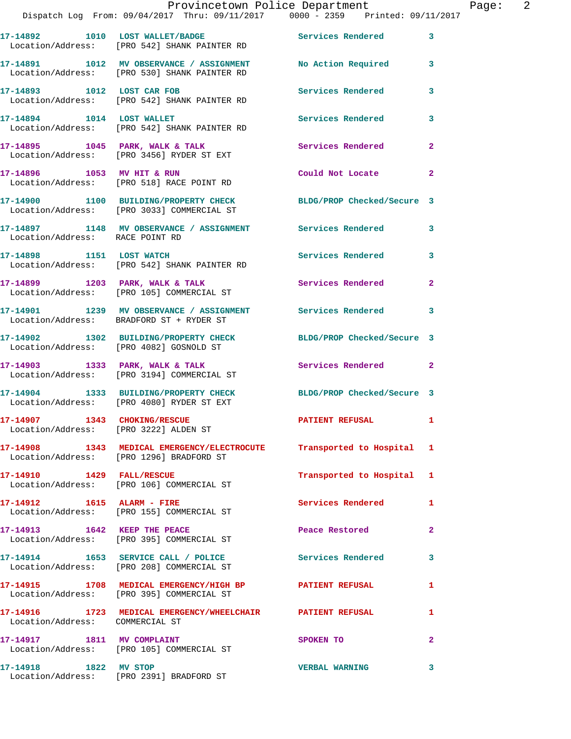| Call Number | Time | Call Reason | Action | Priority |
|---|---|---|---|---|
| 17-14892 | 1010 | LOST WALLET/BADGE | Services Rendered | 3 |
| Location/Address: | | [PRO 542] SHANK PAINTER RD | | |
| 17-14891 | 1012 | MV OBSERVANCE / ASSIGNMENT | No Action Required | 3 |
| Location/Address: | | [PRO 530] SHANK PAINTER RD | | |
| 17-14893 | 1012 | LOST CAR FOB | Services Rendered | 3 |
| Location/Address: | | [PRO 542] SHANK PAINTER RD | | |
| 17-14894 | 1014 | LOST WALLET | Services Rendered | 3 |
| Location/Address: | | [PRO 542] SHANK PAINTER RD | | |
| 17-14895 | 1045 | PARK, WALK & TALK | Services Rendered | 2 |
| Location/Address: | | [PRO 3456] RYDER ST EXT | | |
| 17-14896 | 1053 | MV HIT & RUN | Could Not Locate | 2 |
| Location/Address: | | [PRO 518] RACE POINT RD | | |
| 17-14900 | 1100 | BUILDING/PROPERTY CHECK | BLDG/PROP Checked/Secure | 3 |
| Location/Address: | | [PRO 3033] COMMERCIAL ST | | |
| 17-14897 | 1148 | MV OBSERVANCE / ASSIGNMENT | Services Rendered | 3 |
| Location/Address: | | RACE POINT RD | | |
| 17-14898 | 1151 | LOST WATCH | Services Rendered | 3 |
| Location/Address: | | [PRO 542] SHANK PAINTER RD | | |
| 17-14899 | 1203 | PARK, WALK & TALK | Services Rendered | 2 |
| Location/Address: | | [PRO 105] COMMERCIAL ST | | |
| 17-14901 | 1239 | MV OBSERVANCE / ASSIGNMENT | Services Rendered | 3 |
| Location/Address: | | BRADFORD ST + RYDER ST | | |
| 17-14902 | 1302 | BUILDING/PROPERTY CHECK | BLDG/PROP Checked/Secure | 3 |
| Location/Address: | | [PRO 4082] GOSNOLD ST | | |
| 17-14903 | 1333 | PARK, WALK & TALK | Services Rendered | 2 |
| Location/Address: | | [PRO 3194] COMMERCIAL ST | | |
| 17-14904 | 1333 | BUILDING/PROPERTY CHECK | BLDG/PROP Checked/Secure | 3 |
| Location/Address: | | [PRO 4080] RYDER ST EXT | | |
| 17-14907 | 1343 | CHOKING/RESCUE | PATIENT REFUSAL | 1 |
| Location/Address: | | [PRO 3222] ALDEN ST | | |
| 17-14908 | 1343 | MEDICAL EMERGENCY/ELECTROCUTE | Transported to Hospital | 1 |
| Location/Address: | | [PRO 1296] BRADFORD ST | | |
| 17-14910 | 1429 | FALL/RESCUE | Transported to Hospital | 1 |
| Location/Address: | | [PRO 106] COMMERCIAL ST | | |
| 17-14912 | 1615 | ALARM - FIRE | Services Rendered | 1 |
| Location/Address: | | [PRO 155] COMMERCIAL ST | | |
| 17-14913 | 1642 | KEEP THE PEACE | Peace Restored | 2 |
| Location/Address: | | [PRO 395] COMMERCIAL ST | | |
| 17-14914 | 1653 | SERVICE CALL / POLICE | Services Rendered | 3 |
| Location/Address: | | [PRO 208] COMMERCIAL ST | | |
| 17-14915 | 1708 | MEDICAL EMERGENCY/HIGH BP | PATIENT REFUSAL | 1 |
| Location/Address: | | [PRO 395] COMMERCIAL ST | | |
| 17-14916 | 1723 | MEDICAL EMERGENCY/WHEELCHAIR | PATIENT REFUSAL | 1 |
| Location/Address: | | COMMERCIAL ST | | |
| 17-14917 | 1811 | MV COMPLAINT | SPOKEN TO | 2 |
| Location/Address: | | [PRO 105] COMMERCIAL ST | | |
| 17-14918 | 1822 | MV STOP | VERBAL WARNING | 3 |
| Location/Address: | | [PRO 2391] BRADFORD ST | | |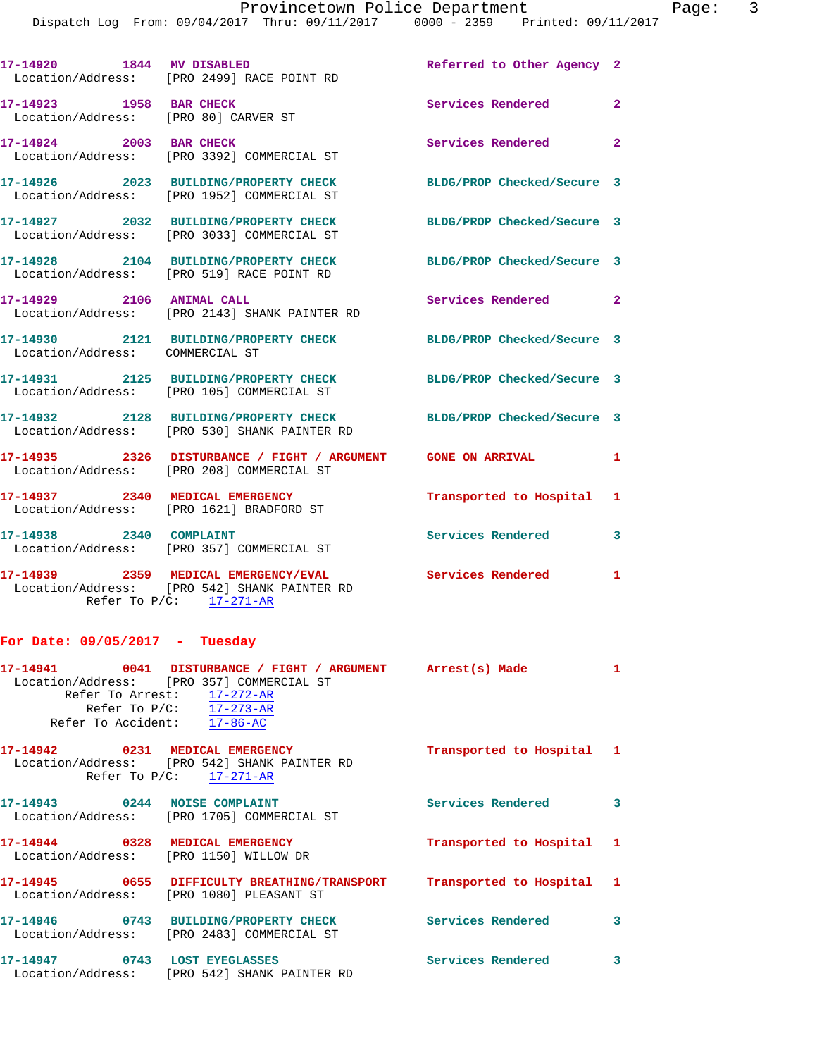**17-14920** 1844 **MV DISABLED** Referred to Other Agency 2
Location/Address: [PRO 2499] RACE POINT RD

**17-14923** 1958 **BAR CHECK** Services Rendered 2
Location/Address: [PRO 80] CARVER ST

**17-14924** 2003 **BAR CHECK** Services Rendered 2
Location/Address: [PRO 3392] COMMERCIAL ST

**17-14926** 2023 **BUILDING/PROPERTY CHECK** BLDG/PROP Checked/Secure 3
Location/Address: [PRO 1952] COMMERCIAL ST

**17-14927** 2032 **BUILDING/PROPERTY CHECK** BLDG/PROP Checked/Secure 3
Location/Address: [PRO 3033] COMMERCIAL ST

**17-14928** 2104 **BUILDING/PROPERTY CHECK** BLDG/PROP Checked/Secure 3
Location/Address: [PRO 519] RACE POINT RD

**17-14929** 2106 **ANIMAL CALL** Services Rendered 2
Location/Address: [PRO 2143] SHANK PAINTER RD

**17-14930** 2121 **BUILDING/PROPERTY CHECK** BLDG/PROP Checked/Secure 3
Location/Address: COMMERCIAL ST

**17-14931** 2125 **BUILDING/PROPERTY CHECK** BLDG/PROP Checked/Secure 3
Location/Address: [PRO 105] COMMERCIAL ST

**17-14932** 2128 **BUILDING/PROPERTY CHECK** BLDG/PROP Checked/Secure 3
Location/Address: [PRO 530] SHANK PAINTER RD

**17-14935** 2326 **DISTURBANCE / FIGHT / ARGUMENT** GONE ON ARRIVAL 1
Location/Address: [PRO 208] COMMERCIAL ST

**17-14937** 2340 **MEDICAL EMERGENCY** Transported to Hospital 1
Location/Address: [PRO 1621] BRADFORD ST

**17-14938** 2340 **COMPLAINT** Services Rendered 3
Location/Address: [PRO 357] COMMERCIAL ST

**17-14939** 2359 **MEDICAL EMERGENCY/EVAL** Services Rendered 1
Location/Address: [PRO 542] SHANK PAINTER RD
Refer To P/C: 17-271-AR

## For Date: 09/05/2017 - Tuesday

**17-14941** 0041 **DISTURBANCE / FIGHT / ARGUMENT** Arrest(s) Made 1
Location/Address: [PRO 357] COMMERCIAL ST
Refer To Arrest: 17-272-AR
Refer To P/C: 17-273-AR
Refer To Accident: 17-86-AC

**17-14942** 0231 **MEDICAL EMERGENCY** Transported to Hospital 1
Location/Address: [PRO 542] SHANK PAINTER RD
Refer To P/C: 17-271-AR

**17-14943** 0244 **NOISE COMPLAINT** Services Rendered 3
Location/Address: [PRO 1705] COMMERCIAL ST

**17-14944** 0328 **MEDICAL EMERGENCY** Transported to Hospital 1
Location/Address: [PRO 1150] WILLOW DR

**17-14945** 0655 **DIFFICULTY BREATHING/TRANSPORT** Transported to Hospital 1
Location/Address: [PRO 1080] PLEASANT ST

**17-14946** 0743 **BUILDING/PROPERTY CHECK** Services Rendered 3
Location/Address: [PRO 2483] COMMERCIAL ST

**17-14947** 0743 **LOST EYEGLASSES** Services Rendered 3
Location/Address: [PRO 542] SHANK PAINTER RD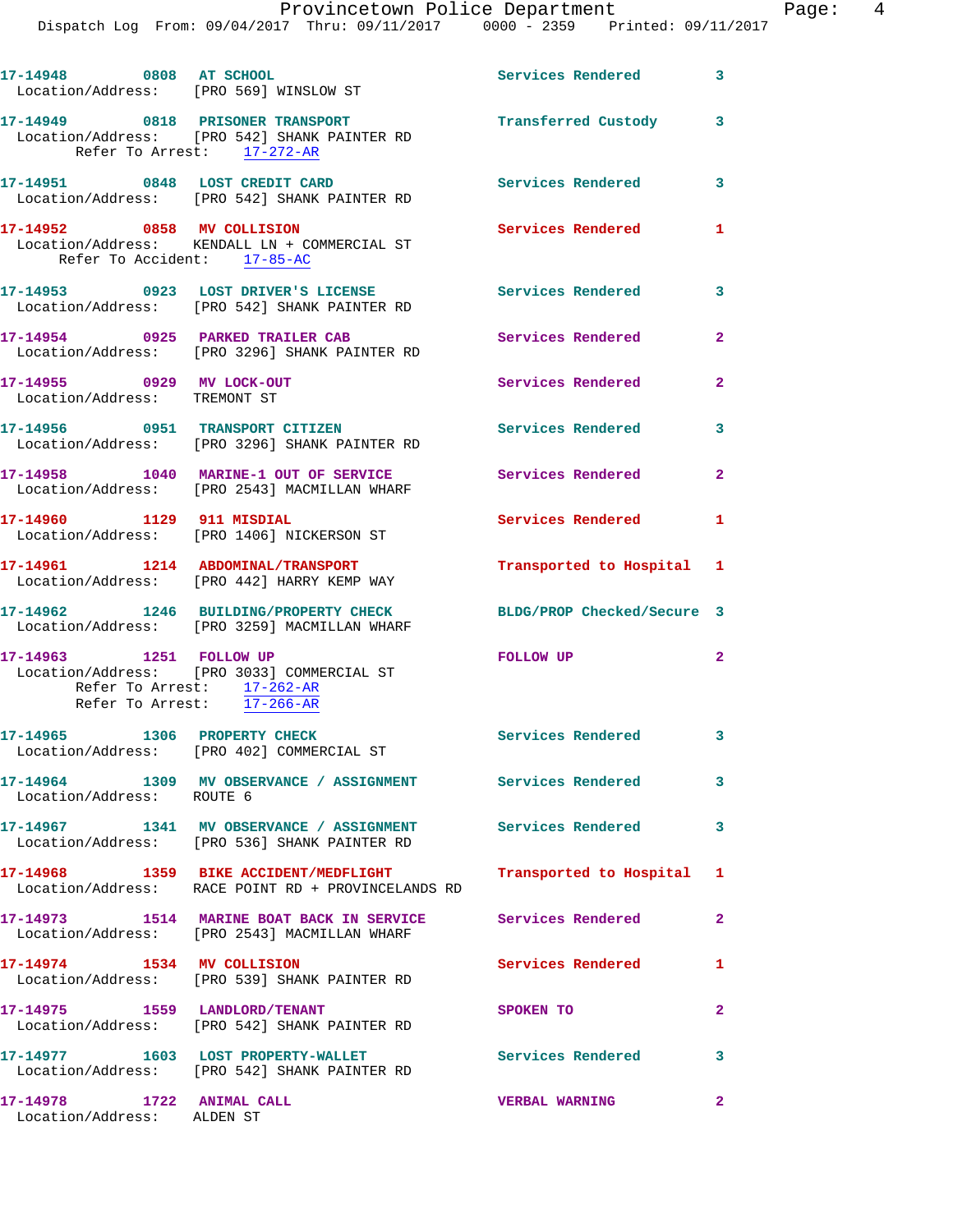| Call Number | Time | Call Reason | Action | Priority |
|---|---|---|---|---|
| 17-14948 | 0808 | AT SCHOOL | Services Rendered | 3 |
| Location/Address: [PRO 569] WINSLOW ST | | | | |
| 17-14949 | 0818 | PRISONER TRANSPORT | Transferred Custody | 3 |
| Location/Address: [PRO 542] SHANK PAINTER RD | | | | |
| Refer To Arrest: 17-272-AR | | | | |
| 17-14951 | 0848 | LOST CREDIT CARD | Services Rendered | 3 |
| Location/Address: [PRO 542] SHANK PAINTER RD | | | | |
| 17-14952 | 0858 | MV COLLISION | Services Rendered | 1 |
| Location/Address: KENDALL LN + COMMERCIAL ST | | | | |
| Refer To Accident: 17-85-AC | | | | |
| 17-14953 | 0923 | LOST DRIVER'S LICENSE | Services Rendered | 3 |
| Location/Address: [PRO 542] SHANK PAINTER RD | | | | |
| 17-14954 | 0925 | PARKED TRAILER CAB | Services Rendered | 2 |
| Location/Address: [PRO 3296] SHANK PAINTER RD | | | | |
| 17-14955 | 0929 | MV LOCK-OUT | Services Rendered | 2 |
| Location/Address: TREMONT ST | | | | |
| 17-14956 | 0951 | TRANSPORT CITIZEN | Services Rendered | 3 |
| Location/Address: [PRO 3296] SHANK PAINTER RD | | | | |
| 17-14958 | 1040 | MARINE-1 OUT OF SERVICE | Services Rendered | 2 |
| Location/Address: [PRO 2543] MACMILLAN WHARF | | | | |
| 17-14960 | 1129 | 911 MISDIAL | Services Rendered | 1 |
| Location/Address: [PRO 1406] NICKERSON ST | | | | |
| 17-14961 | 1214 | ABDOMINAL/TRANSPORT | Transported to Hospital | 1 |
| Location/Address: [PRO 442] HARRY KEMP WAY | | | | |
| 17-14962 | 1246 | BUILDING/PROPERTY CHECK | BLDG/PROP Checked/Secure | 3 |
| Location/Address: [PRO 3259] MACMILLAN WHARF | | | | |
| 17-14963 | 1251 | FOLLOW UP | FOLLOW UP | 2 |
| Location/Address: [PRO 3033] COMMERCIAL ST | | | | |
| Refer To Arrest: 17-262-AR | | | | |
| Refer To Arrest: 17-266-AR | | | | |
| 17-14965 | 1306 | PROPERTY CHECK | Services Rendered | 3 |
| Location/Address: [PRO 402] COMMERCIAL ST | | | | |
| 17-14964 | 1309 | MV OBSERVANCE / ASSIGNMENT | Services Rendered | 3 |
| Location/Address: ROUTE 6 | | | | |
| 17-14967 | 1341 | MV OBSERVANCE / ASSIGNMENT | Services Rendered | 3 |
| Location/Address: [PRO 536] SHANK PAINTER RD | | | | |
| 17-14968 | 1359 | BIKE ACCIDENT/MEDFLIGHT | Transported to Hospital | 1 |
| Location/Address: RACE POINT RD + PROVINCELANDS RD | | | | |
| 17-14973 | 1514 | MARINE BOAT BACK IN SERVICE | Services Rendered | 2 |
| Location/Address: [PRO 2543] MACMILLAN WHARF | | | | |
| 17-14974 | 1534 | MV COLLISION | Services Rendered | 1 |
| Location/Address: [PRO 539] SHANK PAINTER RD | | | | |
| 17-14975 | 1559 | LANDLORD/TENANT | SPOKEN TO | 2 |
| Location/Address: [PRO 542] SHANK PAINTER RD | | | | |
| 17-14977 | 1603 | LOST PROPERTY-WALLET | Services Rendered | 3 |
| Location/Address: [PRO 542] SHANK PAINTER RD | | | | |
| 17-14978 | 1722 | ANIMAL CALL | VERBAL WARNING | 2 |
| Location/Address: ALDEN ST | | | | |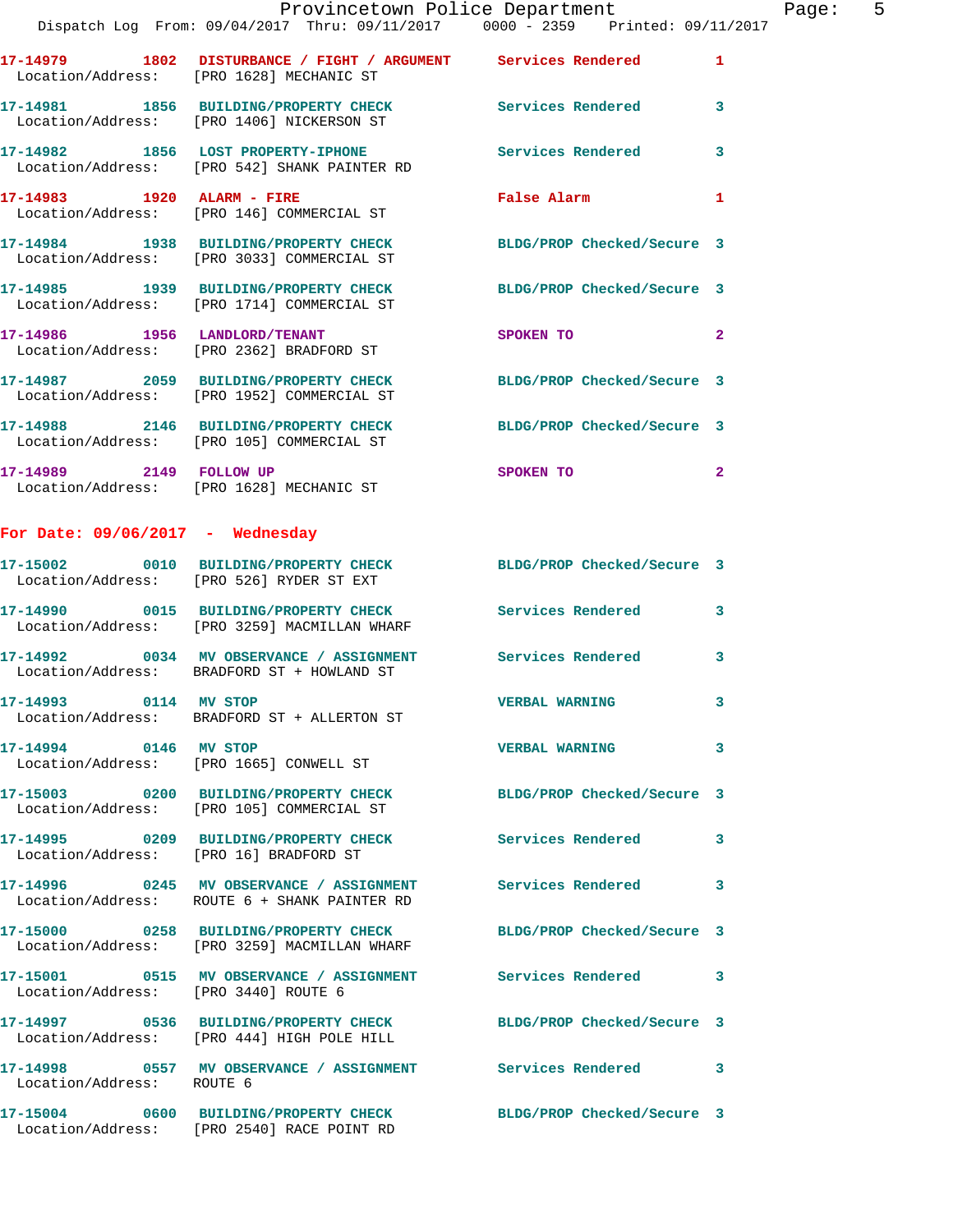17-14979 1802 DISTURBANCE / FIGHT / ARGUMENT Services Rendered 1
Location/Address: [PRO 1628] MECHANIC ST

17-14981 1856 BUILDING/PROPERTY CHECK Services Rendered 3
Location/Address: [PRO 1406] NICKERSON ST

17-14982 1856 LOST PROPERTY-IPHONE Services Rendered 3
Location/Address: [PRO 542] SHANK PAINTER RD

17-14983 1920 ALARM - FIRE False Alarm 1
Location/Address: [PRO 146] COMMERCIAL ST

17-14984 1938 BUILDING/PROPERTY CHECK BLDG/PROP Checked/Secure 3
Location/Address: [PRO 3033] COMMERCIAL ST

17-14985 1939 BUILDING/PROPERTY CHECK BLDG/PROP Checked/Secure 3
Location/Address: [PRO 1714] COMMERCIAL ST

17-14986 1956 LANDLORD/TENANT SPOKEN TO 2
Location/Address: [PRO 2362] BRADFORD ST

17-14987 2059 BUILDING/PROPERTY CHECK BLDG/PROP Checked/Secure 3
Location/Address: [PRO 1952] COMMERCIAL ST

17-14988 2146 BUILDING/PROPERTY CHECK BLDG/PROP Checked/Secure 3
Location/Address: [PRO 105] COMMERCIAL ST

17-14989 2149 FOLLOW UP SPOKEN TO 2
Location/Address: [PRO 1628] MECHANIC ST

## For Date: 09/06/2017 - Wednesday

17-15002 0010 BUILDING/PROPERTY CHECK BLDG/PROP Checked/Secure 3
Location/Address: [PRO 526] RYDER ST EXT

17-14990 0015 BUILDING/PROPERTY CHECK Services Rendered 3
Location/Address: [PRO 3259] MACMILLAN WHARF

17-14992 0034 MV OBSERVANCE / ASSIGNMENT Services Rendered 3
Location/Address: BRADFORD ST + HOWLAND ST

17-14993 0114 MV STOP VERBAL WARNING 3
Location/Address: BRADFORD ST + ALLERTON ST

17-14994 0146 MV STOP VERBAL WARNING 3
Location/Address: [PRO 1665] CONWELL ST

17-15003 0200 BUILDING/PROPERTY CHECK BLDG/PROP Checked/Secure 3
Location/Address: [PRO 105] COMMERCIAL ST

17-14995 0209 BUILDING/PROPERTY CHECK Services Rendered 3
Location/Address: [PRO 16] BRADFORD ST

17-14996 0245 MV OBSERVANCE / ASSIGNMENT Services Rendered 3
Location/Address: ROUTE 6 + SHANK PAINTER RD

17-15000 0258 BUILDING/PROPERTY CHECK BLDG/PROP Checked/Secure 3
Location/Address: [PRO 3259] MACMILLAN WHARF

17-15001 0515 MV OBSERVANCE / ASSIGNMENT Services Rendered 3
Location/Address: [PRO 3440] ROUTE 6

17-14997 0536 BUILDING/PROPERTY CHECK BLDG/PROP Checked/Secure 3
Location/Address: [PRO 444] HIGH POLE HILL

17-14998 0557 MV OBSERVANCE / ASSIGNMENT Services Rendered 3
Location/Address: ROUTE 6

17-15004 0600 BUILDING/PROPERTY CHECK BLDG/PROP Checked/Secure 3
Location/Address: [PRO 2540] RACE POINT RD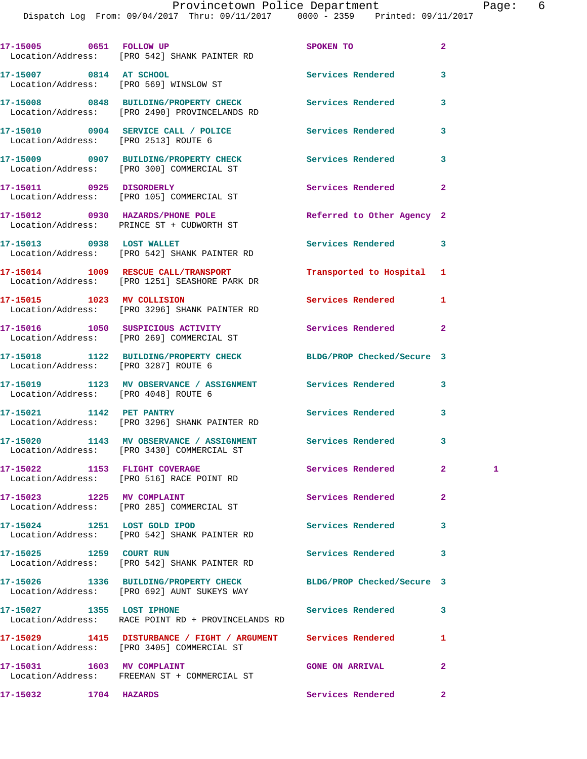17-15005 0651 FOLLOW UP SPOKEN TO 2
Location/Address: [PRO 542] SHANK PAINTER RD

17-15007 0814 AT SCHOOL Services Rendered 3
Location/Address: [PRO 569] WINSLOW ST

17-15008 0848 BUILDING/PROPERTY CHECK Services Rendered 3
Location/Address: [PRO 2490] PROVINCELANDS RD

17-15010 0904 SERVICE CALL / POLICE Services Rendered 3
Location/Address: [PRO 2513] ROUTE 6

17-15009 0907 BUILDING/PROPERTY CHECK Services Rendered 3
Location/Address: [PRO 300] COMMERCIAL ST

17-15011 0925 DISORDERLY Services Rendered 2
Location/Address: [PRO 105] COMMERCIAL ST

17-15012 0930 HAZARDS/PHONE POLE Referred to Other Agency 2
Location/Address: PRINCE ST + CUDWORTH ST

17-15013 0938 LOST WALLET Services Rendered 3
Location/Address: [PRO 542] SHANK PAINTER RD

17-15014 1009 RESCUE CALL/TRANSPORT Transported to Hospital 1
Location/Address: [PRO 1251] SEASHORE PARK DR

17-15015 1023 MV COLLISION Services Rendered 1
Location/Address: [PRO 3296] SHANK PAINTER RD

17-15016 1050 SUSPICIOUS ACTIVITY Services Rendered 2
Location/Address: [PRO 269] COMMERCIAL ST

17-15018 1122 BUILDING/PROPERTY CHECK BLDG/PROP Checked/Secure 3
Location/Address: [PRO 3287] ROUTE 6

17-15019 1123 MV OBSERVANCE / ASSIGNMENT Services Rendered 3
Location/Address: [PRO 4048] ROUTE 6

17-15021 1142 PET PANTRY Services Rendered 3
Location/Address: [PRO 3296] SHANK PAINTER RD

17-15020 1143 MV OBSERVANCE / ASSIGNMENT Services Rendered 3
Location/Address: [PRO 3430] COMMERCIAL ST

17-15022 1153 FLIGHT COVERAGE Services Rendered 2 1
Location/Address: [PRO 516] RACE POINT RD

17-15023 1225 MV COMPLAINT Services Rendered 2
Location/Address: [PRO 285] COMMERCIAL ST

17-15024 1251 LOST GOLD IPOD Services Rendered 3
Location/Address: [PRO 542] SHANK PAINTER RD

17-15025 1259 COURT RUN Services Rendered 3
Location/Address: [PRO 542] SHANK PAINTER RD

17-15026 1336 BUILDING/PROPERTY CHECK BLDG/PROP Checked/Secure 3
Location/Address: [PRO 692] AUNT SUKEYS WAY

17-15027 1355 LOST IPHONE Services Rendered 3
Location/Address: RACE POINT RD + PROVINCELANDS RD

17-15029 1415 DISTURBANCE / FIGHT / ARGUMENT Services Rendered 1
Location/Address: [PRO 3405] COMMERCIAL ST

17-15031 1603 MV COMPLAINT GONE ON ARRIVAL 2
Location/Address: FREEMAN ST + COMMERCIAL ST

17-15032 1704 HAZARDS Services Rendered 2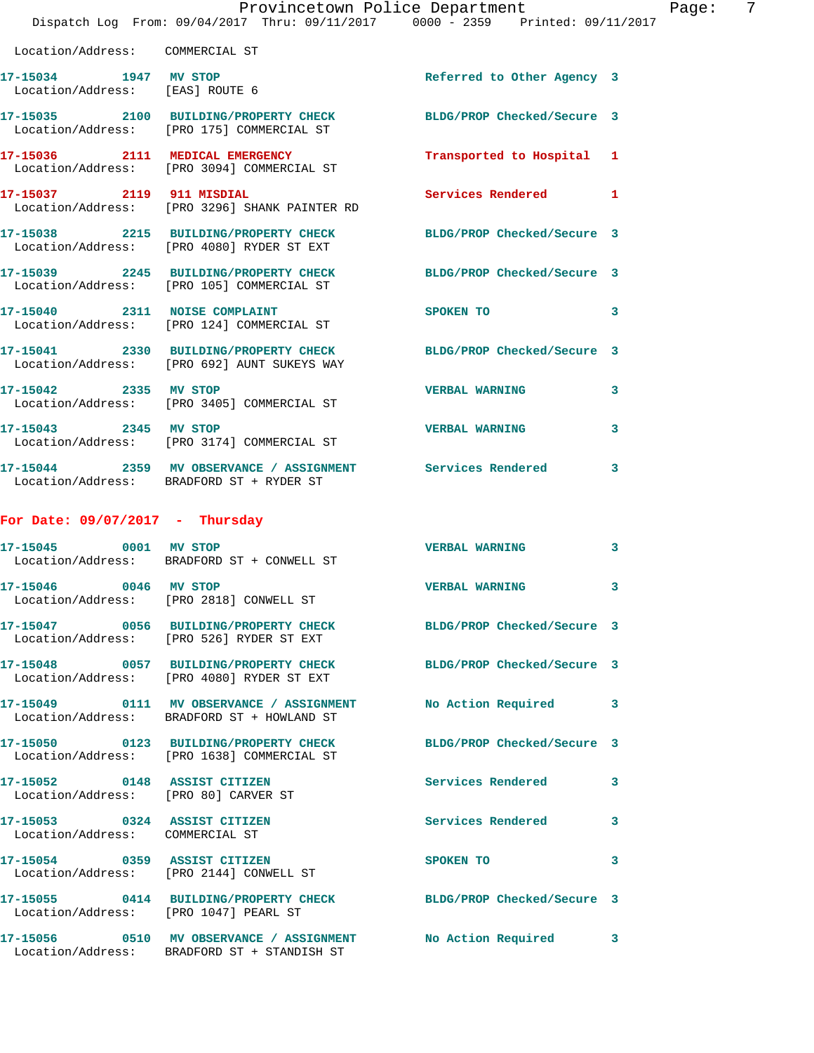Location/Address: COMMERCIAL ST

| Call Number | Time | Call Type | Action | Priority |
|---|---|---|---|---|
| 17-15034 | 1947 | MV STOP | Referred to Other Agency | 3 |
| Location/Address: | | [EAS] ROUTE 6 | | |
| 17-15035 | 2100 | BUILDING/PROPERTY CHECK | BLDG/PROP Checked/Secure | 3 |
| Location/Address: | | [PRO 175] COMMERCIAL ST | | |
| 17-15036 | 2111 | MEDICAL EMERGENCY | Transported to Hospital | 1 |
| Location/Address: | | [PRO 3094] COMMERCIAL ST | | |
| 17-15037 | 2119 | 911 MISDIAL | Services Rendered | 1 |
| Location/Address: | | [PRO 3296] SHANK PAINTER RD | | |
| 17-15038 | 2215 | BUILDING/PROPERTY CHECK | BLDG/PROP Checked/Secure | 3 |
| Location/Address: | | [PRO 4080] RYDER ST EXT | | |
| 17-15039 | 2245 | BUILDING/PROPERTY CHECK | BLDG/PROP Checked/Secure | 3 |
| Location/Address: | | [PRO 105] COMMERCIAL ST | | |
| 17-15040 | 2311 | NOISE COMPLAINT | SPOKEN TO | 3 |
| Location/Address: | | [PRO 124] COMMERCIAL ST | | |
| 17-15041 | 2330 | BUILDING/PROPERTY CHECK | BLDG/PROP Checked/Secure | 3 |
| Location/Address: | | [PRO 692] AUNT SUKEYS WAY | | |
| 17-15042 | 2335 | MV STOP | VERBAL WARNING | 3 |
| Location/Address: | | [PRO 3405] COMMERCIAL ST | | |
| 17-15043 | 2345 | MV STOP | VERBAL WARNING | 3 |
| Location/Address: | | [PRO 3174] COMMERCIAL ST | | |
| 17-15044 | 2359 | MV OBSERVANCE / ASSIGNMENT | Services Rendered | 3 |
| Location/Address: | | BRADFORD ST + RYDER ST | | |

## For Date: 09/07/2017 - Thursday

| Call Number | Time | Call Type | Action | Priority |
|---|---|---|---|---|
| 17-15045 | 0001 | MV STOP | VERBAL WARNING | 3 |
| Location/Address: | | BRADFORD ST + CONWELL ST | | |
| 17-15046 | 0046 | MV STOP | VERBAL WARNING | 3 |
| Location/Address: | | [PRO 2818] CONWELL ST | | |
| 17-15047 | 0056 | BUILDING/PROPERTY CHECK | BLDG/PROP Checked/Secure | 3 |
| Location/Address: | | [PRO 526] RYDER ST EXT | | |
| 17-15048 | 0057 | BUILDING/PROPERTY CHECK | BLDG/PROP Checked/Secure | 3 |
| Location/Address: | | [PRO 4080] RYDER ST EXT | | |
| 17-15049 | 0111 | MV OBSERVANCE / ASSIGNMENT | No Action Required | 3 |
| Location/Address: | | BRADFORD ST + HOWLAND ST | | |
| 17-15050 | 0123 | BUILDING/PROPERTY CHECK | BLDG/PROP Checked/Secure | 3 |
| Location/Address: | | [PRO 1638] COMMERCIAL ST | | |
| 17-15052 | 0148 | ASSIST CITIZEN | Services Rendered | 3 |
| Location/Address: | | [PRO 80] CARVER ST | | |
| 17-15053 | 0324 | ASSIST CITIZEN | Services Rendered | 3 |
| Location/Address: | | COMMERCIAL ST | | |
| 17-15054 | 0359 | ASSIST CITIZEN | SPOKEN TO | 3 |
| Location/Address: | | [PRO 2144] CONWELL ST | | |
| 17-15055 | 0414 | BUILDING/PROPERTY CHECK | BLDG/PROP Checked/Secure | 3 |
| Location/Address: | | [PRO 1047] PEARL ST | | |
| 17-15056 | 0510 | MV OBSERVANCE / ASSIGNMENT | No Action Required | 3 |
| Location/Address: | | BRADFORD ST + STANDISH ST | | |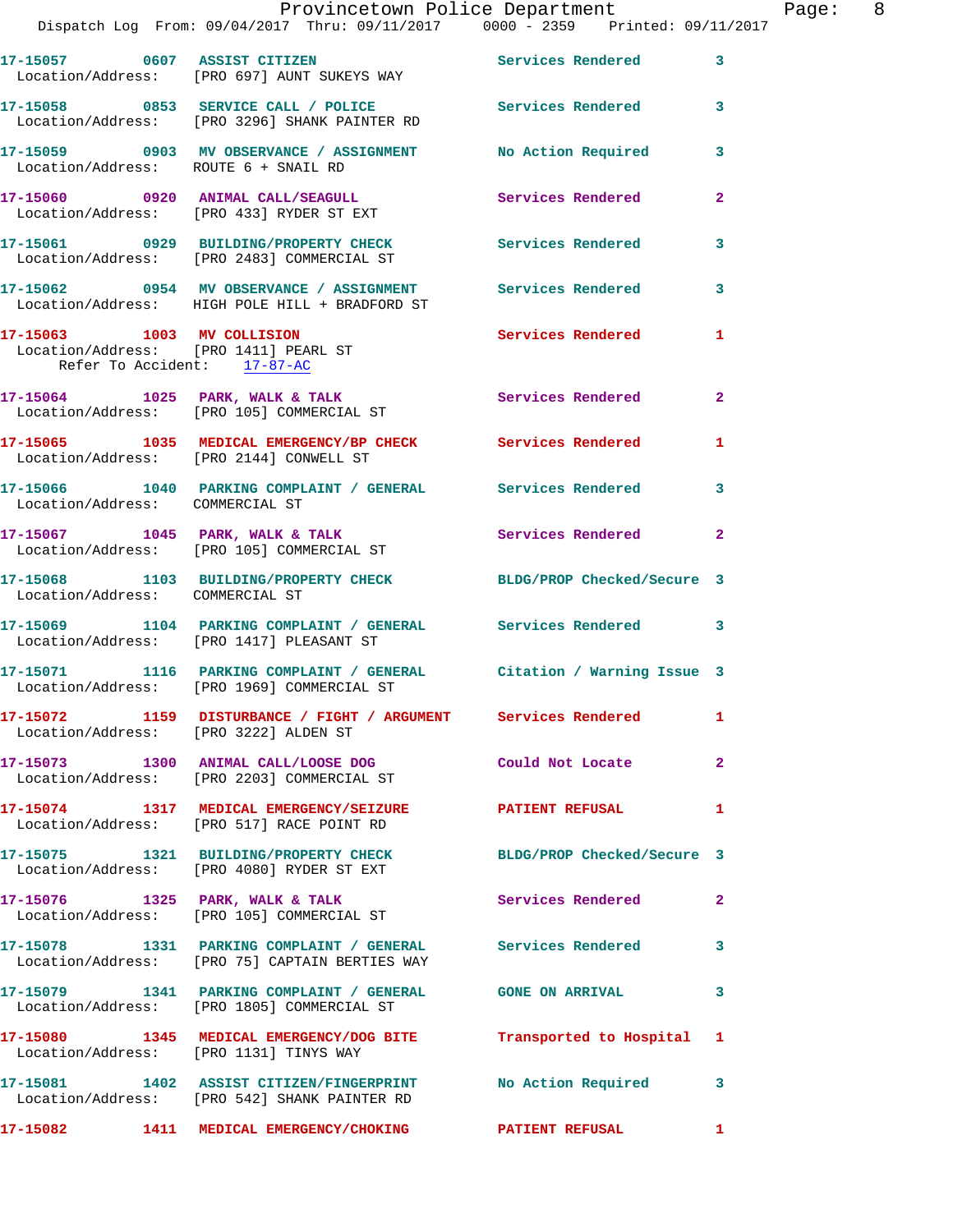17-15057 0607 ASSIST CITIZEN Services Rendered 3
Location/Address: [PRO 697] AUNT SUKEYS WAY

17-15058 0853 SERVICE CALL / POLICE Services Rendered 3
Location/Address: [PRO 3296] SHANK PAINTER RD

17-15059 0903 MV OBSERVANCE / ASSIGNMENT No Action Required 3
Location/Address: ROUTE 6 + SNAIL RD

17-15060 0920 ANIMAL CALL/SEAGULL Services Rendered 2
Location/Address: [PRO 433] RYDER ST EXT

17-15061 0929 BUILDING/PROPERTY CHECK Services Rendered 3
Location/Address: [PRO 2483] COMMERCIAL ST

17-15062 0954 MV OBSERVANCE / ASSIGNMENT Services Rendered 3
Location/Address: HIGH POLE HILL + BRADFORD ST

17-15063 1003 MV COLLISION Services Rendered 1
Location/Address: [PRO 1411] PEARL ST
Refer To Accident: 17-87-AC

17-15064 1025 PARK, WALK & TALK Services Rendered 2
Location/Address: [PRO 105] COMMERCIAL ST

17-15065 1035 MEDICAL EMERGENCY/BP CHECK Services Rendered 1
Location/Address: [PRO 2144] CONWELL ST

17-15066 1040 PARKING COMPLAINT / GENERAL Services Rendered 3
Location/Address: COMMERCIAL ST

17-15067 1045 PARK, WALK & TALK Services Rendered 2
Location/Address: [PRO 105] COMMERCIAL ST

17-15068 1103 BUILDING/PROPERTY CHECK BLDG/PROP Checked/Secure 3
Location/Address: COMMERCIAL ST

17-15069 1104 PARKING COMPLAINT / GENERAL Services Rendered 3
Location/Address: [PRO 1417] PLEASANT ST

17-15071 1116 PARKING COMPLAINT / GENERAL Citation / Warning Issue 3
Location/Address: [PRO 1969] COMMERCIAL ST

17-15072 1159 DISTURBANCE / FIGHT / ARGUMENT Services Rendered 1
Location/Address: [PRO 3222] ALDEN ST

17-15073 1300 ANIMAL CALL/LOOSE DOG Could Not Locate 2
Location/Address: [PRO 2203] COMMERCIAL ST

17-15074 1317 MEDICAL EMERGENCY/SEIZURE PATIENT REFUSAL 1
Location/Address: [PRO 517] RACE POINT RD

17-15075 1321 BUILDING/PROPERTY CHECK BLDG/PROP Checked/Secure 3
Location/Address: [PRO 4080] RYDER ST EXT

17-15076 1325 PARK, WALK & TALK Services Rendered 2
Location/Address: [PRO 105] COMMERCIAL ST

17-15078 1331 PARKING COMPLAINT / GENERAL Services Rendered 3
Location/Address: [PRO 75] CAPTAIN BERTIES WAY

17-15079 1341 PARKING COMPLAINT / GENERAL GONE ON ARRIVAL 3
Location/Address: [PRO 1805] COMMERCIAL ST

17-15080 1345 MEDICAL EMERGENCY/DOG BITE Transported to Hospital 1
Location/Address: [PRO 1131] TINYS WAY

17-15081 1402 ASSIST CITIZEN/FINGERPRINT No Action Required 3
Location/Address: [PRO 542] SHANK PAINTER RD

17-15082 1411 MEDICAL EMERGENCY/CHOKING PATIENT REFUSAL 1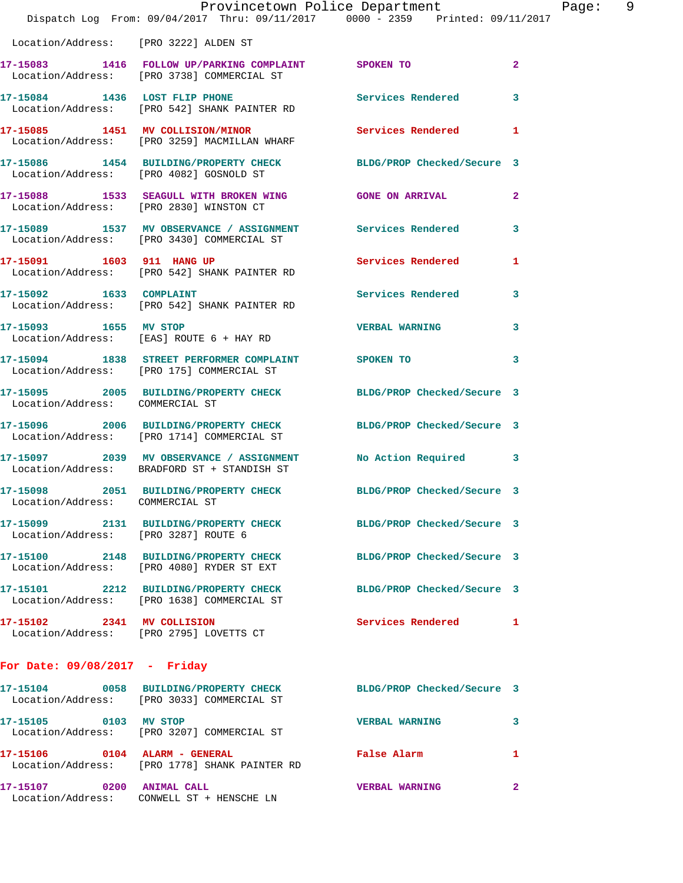Location/Address: [PRO 3222] ALDEN ST

**17-15083** 1416 **FOLLOW UP/PARKING COMPLAINT** SPOKEN TO 2
Location/Address: [PRO 3738] COMMERCIAL ST

**17-15084** 1436 **LOST FLIP PHONE** Services Rendered 3
Location/Address: [PRO 542] SHANK PAINTER RD

**17-15085** 1451 **MV COLLISION/MINOR** Services Rendered 1
Location/Address: [PRO 3259] MACMILLAN WHARF

**17-15086** 1454 **BUILDING/PROPERTY CHECK** BLDG/PROP Checked/Secure 3
Location/Address: [PRO 4082] GOSNOLD ST

**17-15088** 1533 **SEAGULL WITH BROKEN WING** GONE ON ARRIVAL 2
Location/Address: [PRO 2830] WINSTON CT

**17-15089** 1537 **MV OBSERVANCE / ASSIGNMENT** Services Rendered 3
Location/Address: [PRO 3430] COMMERCIAL ST

**17-15091** 1603 **911 HANG UP** Services Rendered 1
Location/Address: [PRO 542] SHANK PAINTER RD

**17-15092** 1633 **COMPLAINT** Services Rendered 3
Location/Address: [PRO 542] SHANK PAINTER RD

**17-15093** 1655 **MV STOP** VERBAL WARNING 3
Location/Address: [EAS] ROUTE 6 + HAY RD

**17-15094** 1838 **STREET PERFORMER COMPLAINT** SPOKEN TO 3
Location/Address: [PRO 175] COMMERCIAL ST

**17-15095** 2005 **BUILDING/PROPERTY CHECK** BLDG/PROP Checked/Secure 3
Location/Address: COMMERCIAL ST

**17-15096** 2006 **BUILDING/PROPERTY CHECK** BLDG/PROP Checked/Secure 3
Location/Address: [PRO 1714] COMMERCIAL ST

**17-15097** 2039 **MV OBSERVANCE / ASSIGNMENT** No Action Required 3
Location/Address: BRADFORD ST + STANDISH ST

**17-15098** 2051 **BUILDING/PROPERTY CHECK** BLDG/PROP Checked/Secure 3
Location/Address: COMMERCIAL ST

**17-15099** 2131 **BUILDING/PROPERTY CHECK** BLDG/PROP Checked/Secure 3
Location/Address: [PRO 3287] ROUTE 6

**17-15100** 2148 **BUILDING/PROPERTY CHECK** BLDG/PROP Checked/Secure 3
Location/Address: [PRO 4080] RYDER ST EXT

**17-15101** 2212 **BUILDING/PROPERTY CHECK** BLDG/PROP Checked/Secure 3
Location/Address: [PRO 1638] COMMERCIAL ST

**17-15102** 2341 **MV COLLISION** Services Rendered 1
Location/Address: [PRO 2795] LOVETTS CT

## For Date: 09/08/2017 - Friday

**17-15104** 0058 **BUILDING/PROPERTY CHECK** BLDG/PROP Checked/Secure 3
Location/Address: [PRO 3033] COMMERCIAL ST

**17-15105** 0103 **MV STOP** VERBAL WARNING 3
Location/Address: [PRO 3207] COMMERCIAL ST

**17-15106** 0104 **ALARM - GENERAL** False Alarm 1
Location/Address: [PRO 1778] SHANK PAINTER RD

**17-15107** 0200 **ANIMAL CALL** VERBAL WARNING 2
Location/Address: CONWELL ST + HENSCHE LN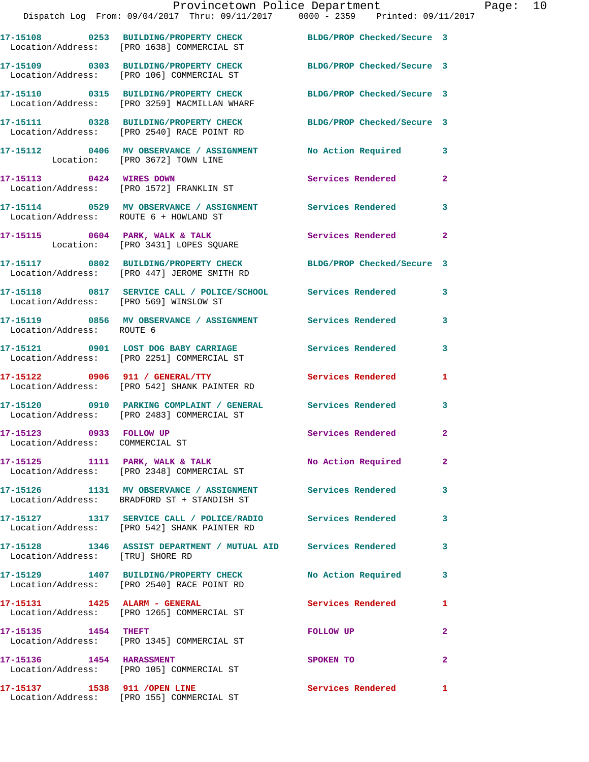**17-15108 0253 BUILDING/PROPERTY CHECK** BLDG/PROP Checked/Secure 3
Location/Address: [PRO 1638] COMMERCIAL ST

**17-15109 0303 BUILDING/PROPERTY CHECK** BLDG/PROP Checked/Secure 3
Location/Address: [PRO 106] COMMERCIAL ST

**17-15110 0315 BUILDING/PROPERTY CHECK** BLDG/PROP Checked/Secure 3
Location/Address: [PRO 3259] MACMILLAN WHARF

**17-15111 0328 BUILDING/PROPERTY CHECK** BLDG/PROP Checked/Secure 3
Location/Address: [PRO 2540] RACE POINT RD

**17-15112 0406 MV OBSERVANCE / ASSIGNMENT** No Action Required 3
Location: [PRO 3672] TOWN LINE

**17-15113 0424 WIRES DOWN** Services Rendered 2
Location/Address: [PRO 1572] FRANKLIN ST

**17-15114 0529 MV OBSERVANCE / ASSIGNMENT** Services Rendered 3
Location/Address: ROUTE 6 + HOWLAND ST

**17-15115 0604 PARK, WALK & TALK** Services Rendered 2
Location: [PRO 3431] LOPES SQUARE

**17-15117 0802 BUILDING/PROPERTY CHECK** BLDG/PROP Checked/Secure 3
Location/Address: [PRO 447] JEROME SMITH RD

**17-15118 0817 SERVICE CALL / POLICE/SCHOOL** Services Rendered 3
Location/Address: [PRO 569] WINSLOW ST

**17-15119 0856 MV OBSERVANCE / ASSIGNMENT** Services Rendered 3
Location/Address: ROUTE 6

**17-15121 0901 LOST DOG BABY CARRIAGE** Services Rendered 3
Location/Address: [PRO 2251] COMMERCIAL ST

**17-15122 0906 911 / GENERAL/TTY** Services Rendered 1
Location/Address: [PRO 542] SHANK PAINTER RD

**17-15120 0910 PARKING COMPLAINT / GENERAL** Services Rendered 3
Location/Address: [PRO 2483] COMMERCIAL ST

**17-15123 0933 FOLLOW UP** Services Rendered 2
Location/Address: COMMERCIAL ST

**17-15125 1111 PARK, WALK & TALK** No Action Required 2
Location/Address: [PRO 2348] COMMERCIAL ST

**17-15126 1131 MV OBSERVANCE / ASSIGNMENT** Services Rendered 3
Location/Address: BRADFORD ST + STANDISH ST

**17-15127 1317 SERVICE CALL / POLICE/RADIO** Services Rendered 3
Location/Address: [PRO 542] SHANK PAINTER RD

**17-15128 1346 ASSIST DEPARTMENT / MUTUAL AID** Services Rendered 3
Location/Address: [TRU] SHORE RD

**17-15129 1407 BUILDING/PROPERTY CHECK** No Action Required 3
Location/Address: [PRO 2540] RACE POINT RD

**17-15131 1425 ALARM - GENERAL** Services Rendered 1
Location/Address: [PRO 1265] COMMERCIAL ST

**17-15135 1454 THEFT** FOLLOW UP 2
Location/Address: [PRO 1345] COMMERCIAL ST

**17-15136 1454 HARASSMENT** SPOKEN TO 2
Location/Address: [PRO 105] COMMERCIAL ST

**17-15137 1538 911 /OPEN LINE** Services Rendered 1
Location/Address: [PRO 155] COMMERCIAL ST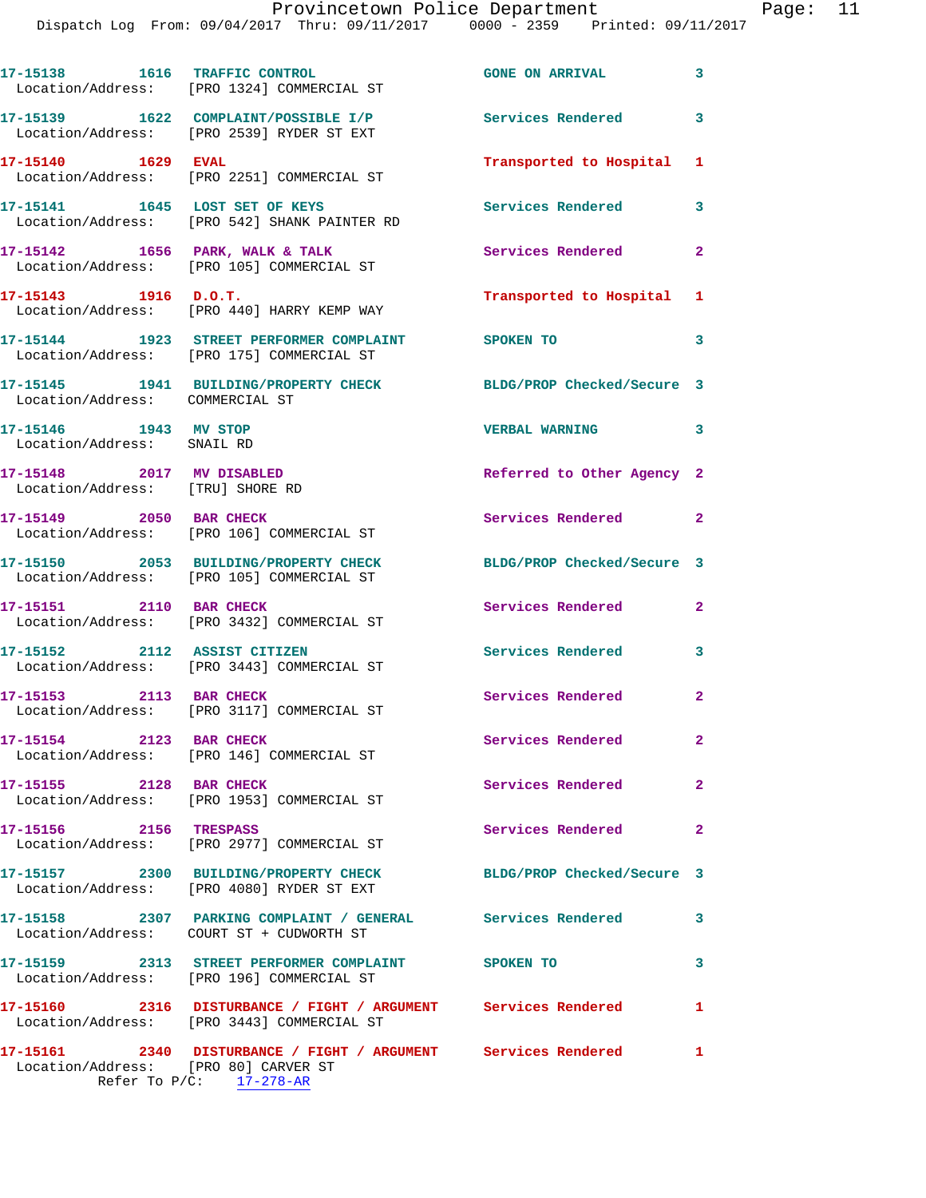17-15138 1616 TRAFFIC CONTROL GONE ON ARRIVAL 3
Location/Address: [PRO 1324] COMMERCIAL ST

17-15139 1622 COMPLAINT/POSSIBLE I/P Services Rendered 3
Location/Address: [PRO 2539] RYDER ST EXT

17-15140 1629 EVAL Transported to Hospital 1
Location/Address: [PRO 2251] COMMERCIAL ST

17-15141 1645 LOST SET OF KEYS Services Rendered 3
Location/Address: [PRO 542] SHANK PAINTER RD

17-15142 1656 PARK, WALK & TALK Services Rendered 2
Location/Address: [PRO 105] COMMERCIAL ST

17-15143 1916 D.O.T. Transported to Hospital 1
Location/Address: [PRO 440] HARRY KEMP WAY

17-15144 1923 STREET PERFORMER COMPLAINT SPOKEN TO 3
Location/Address: [PRO 175] COMMERCIAL ST

17-15145 1941 BUILDING/PROPERTY CHECK BLDG/PROP Checked/Secure 3
Location/Address: COMMERCIAL ST

17-15146 1943 MV STOP VERBAL WARNING 3
Location/Address: SNAIL RD

17-15148 2017 MV DISABLED Referred to Other Agency 2
Location/Address: [TRU] SHORE RD

17-15149 2050 BAR CHECK Services Rendered 2
Location/Address: [PRO 106] COMMERCIAL ST

17-15150 2053 BUILDING/PROPERTY CHECK BLDG/PROP Checked/Secure 3
Location/Address: [PRO 105] COMMERCIAL ST

17-15151 2110 BAR CHECK Services Rendered 2
Location/Address: [PRO 3432] COMMERCIAL ST

17-15152 2112 ASSIST CITIZEN Services Rendered 3
Location/Address: [PRO 3443] COMMERCIAL ST

17-15153 2113 BAR CHECK Services Rendered 2
Location/Address: [PRO 3117] COMMERCIAL ST

17-15154 2123 BAR CHECK Services Rendered 2
Location/Address: [PRO 146] COMMERCIAL ST

17-15155 2128 BAR CHECK Services Rendered 2
Location/Address: [PRO 1953] COMMERCIAL ST

17-15156 2156 TRESPASS Services Rendered 2
Location/Address: [PRO 2977] COMMERCIAL ST

17-15157 2300 BUILDING/PROPERTY CHECK BLDG/PROP Checked/Secure 3
Location/Address: [PRO 4080] RYDER ST EXT

17-15158 2307 PARKING COMPLAINT / GENERAL Services Rendered 3
Location/Address: COURT ST + CUDWORTH ST

17-15159 2313 STREET PERFORMER COMPLAINT SPOKEN TO 3
Location/Address: [PRO 196] COMMERCIAL ST

17-15160 2316 DISTURBANCE / FIGHT / ARGUMENT Services Rendered 1
Location/Address: [PRO 3443] COMMERCIAL ST

17-15161 2340 DISTURBANCE / FIGHT / ARGUMENT Services Rendered 1
Location/Address: [PRO 80] CARVER ST
Refer To P/C: 17-278-AR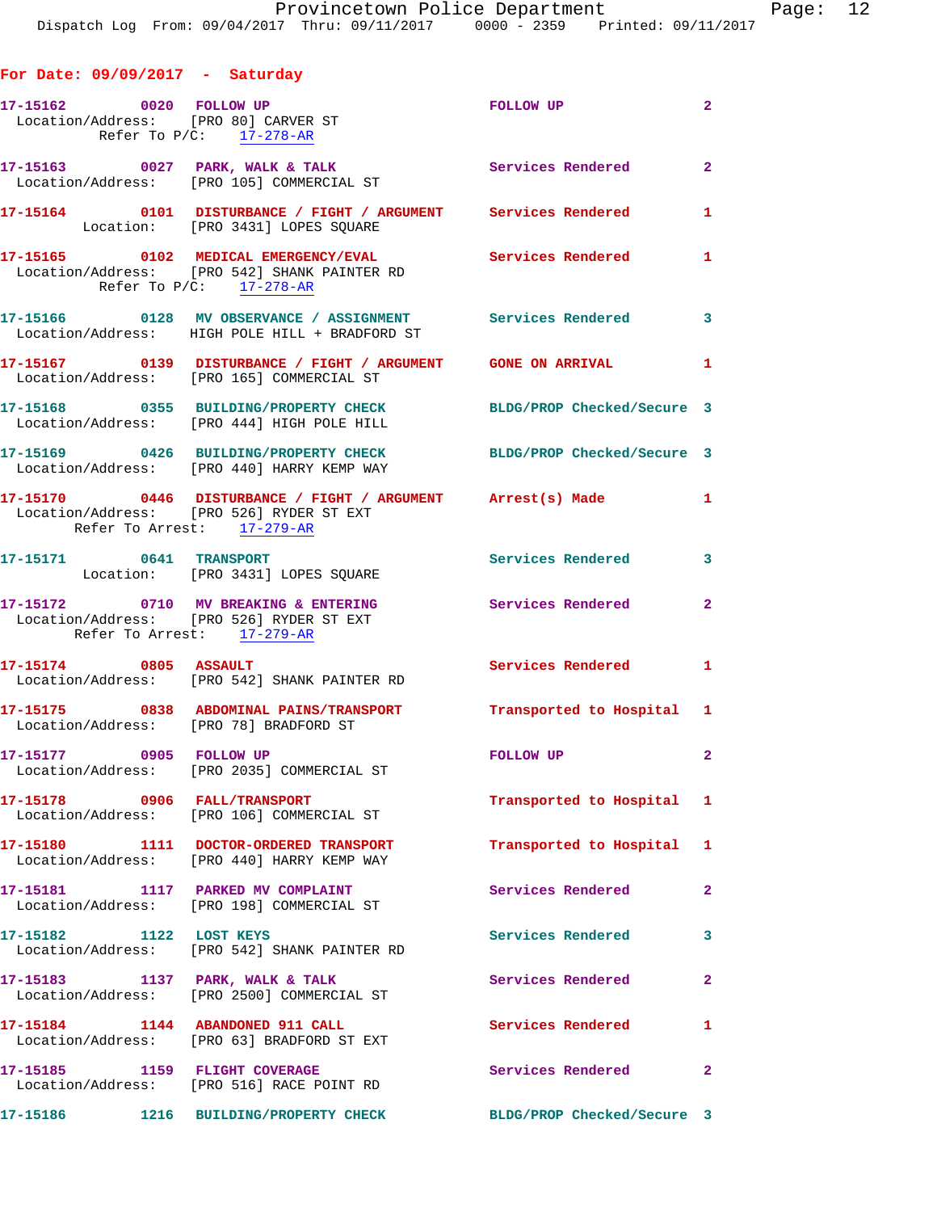## For Date: 09/09/2017 - Saturday

**17-15162** 0020 **FOLLOW UP** FOLLOW UP 2
Location/Address: [PRO 80] CARVER ST
Refer To P/C: 17-278-AR

**17-15163** 0027 **PARK, WALK & TALK** Services Rendered 2
Location/Address: [PRO 105] COMMERCIAL ST

**17-15164** 0101 **DISTURBANCE / FIGHT / ARGUMENT** Services Rendered 1
Location: [PRO 3431] LOPES SQUARE

**17-15165** 0102 **MEDICAL EMERGENCY/EVAL** Services Rendered 1
Location/Address: [PRO 542] SHANK PAINTER RD
Refer To P/C: 17-278-AR

**17-15166** 0128 **MV OBSERVANCE / ASSIGNMENT** Services Rendered 3
Location/Address: HIGH POLE HILL + BRADFORD ST

**17-15167** 0139 **DISTURBANCE / FIGHT / ARGUMENT** GONE ON ARRIVAL 1
Location/Address: [PRO 165] COMMERCIAL ST

**17-15168** 0355 **BUILDING/PROPERTY CHECK** BLDG/PROP Checked/Secure 3
Location/Address: [PRO 444] HIGH POLE HILL

**17-15169** 0426 **BUILDING/PROPERTY CHECK** BLDG/PROP Checked/Secure 3
Location/Address: [PRO 440] HARRY KEMP WAY

**17-15170** 0446 **DISTURBANCE / FIGHT / ARGUMENT** Arrest(s) Made 1
Location/Address: [PRO 526] RYDER ST EXT
Refer To Arrest: 17-279-AR

**17-15171** 0641 **TRANSPORT** Services Rendered 3
Location: [PRO 3431] LOPES SQUARE

**17-15172** 0710 **MV BREAKING & ENTERING** Services Rendered 2
Location/Address: [PRO 526] RYDER ST EXT
Refer To Arrest: 17-279-AR

**17-15174** 0805 **ASSAULT** Services Rendered 1
Location/Address: [PRO 542] SHANK PAINTER RD

**17-15175** 0838 **ABDOMINAL PAINS/TRANSPORT** Transported to Hospital 1
Location/Address: [PRO 78] BRADFORD ST

**17-15177** 0905 **FOLLOW UP** FOLLOW UP 2
Location/Address: [PRO 2035] COMMERCIAL ST

**17-15178** 0906 **FALL/TRANSPORT** Transported to Hospital 1
Location/Address: [PRO 106] COMMERCIAL ST

**17-15180** 1111 **DOCTOR-ORDERED TRANSPORT** Transported to Hospital 1
Location/Address: [PRO 440] HARRY KEMP WAY

**17-15181** 1117 **PARKED MV COMPLAINT** Services Rendered 2
Location/Address: [PRO 198] COMMERCIAL ST

**17-15182** 1122 **LOST KEYS** Services Rendered 3
Location/Address: [PRO 542] SHANK PAINTER RD

**17-15183** 1137 **PARK, WALK & TALK** Services Rendered 2
Location/Address: [PRO 2500] COMMERCIAL ST

**17-15184** 1144 **ABANDONED 911 CALL** Services Rendered 1
Location/Address: [PRO 63] BRADFORD ST EXT

**17-15185** 1159 **FLIGHT COVERAGE** Services Rendered 2
Location/Address: [PRO 516] RACE POINT RD

**17-15186** 1216 **BUILDING/PROPERTY CHECK** BLDG/PROP Checked/Secure 3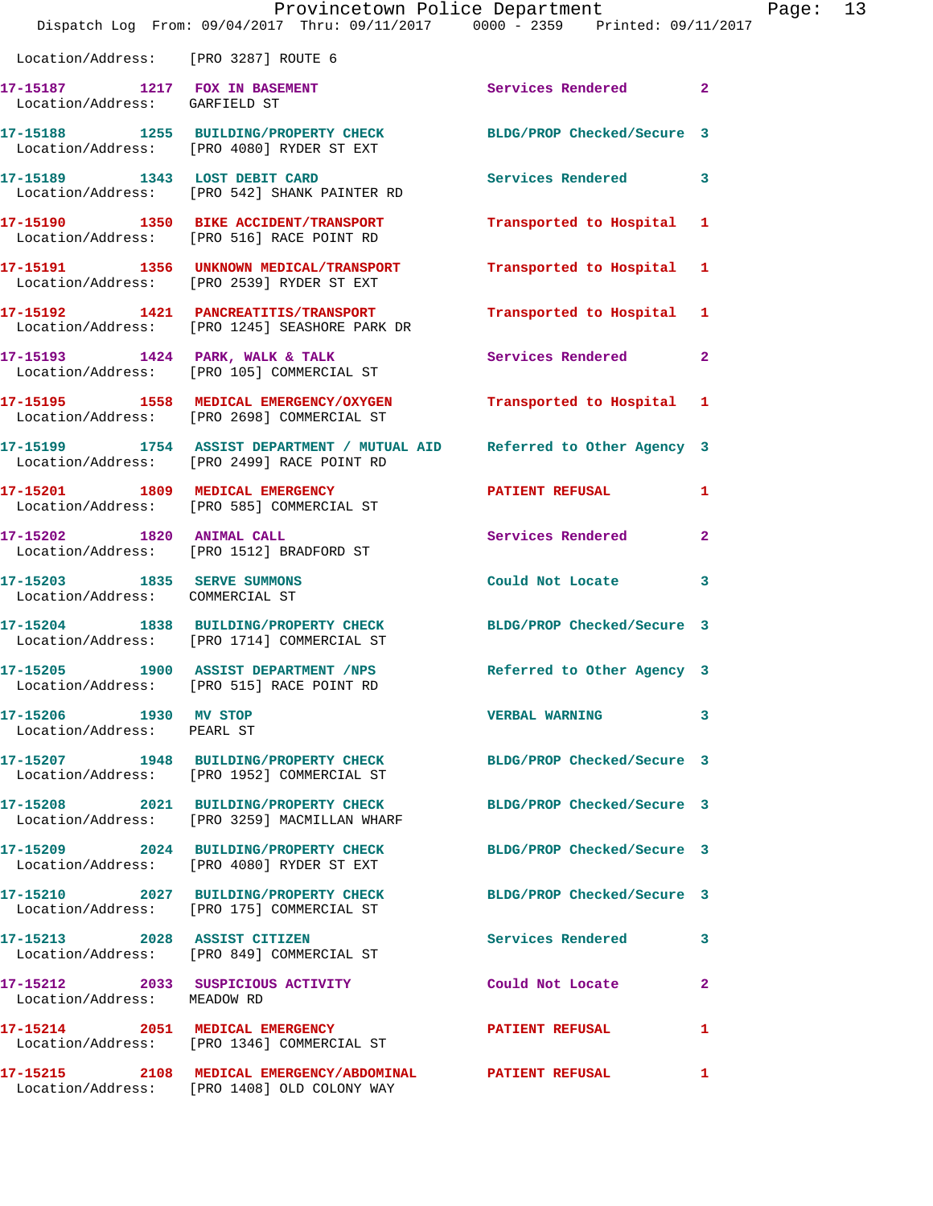Location/Address: [PRO 3287] ROUTE 6

| Call # | Time | Call Reason | Action | Priority |
|---|---|---|---|---|
| 17-15187 | 1217 | FOX IN BASEMENT | Services Rendered | 2 |
| Location/Address: GARFIELD ST | | | | |
| 17-15188 | 1255 | BUILDING/PROPERTY CHECK | BLDG/PROP Checked/Secure | 3 |
| Location/Address: [PRO 4080] RYDER ST EXT | | | | |
| 17-15189 | 1343 | LOST DEBIT CARD | Services Rendered | 3 |
| Location/Address: [PRO 542] SHANK PAINTER RD | | | | |
| 17-15190 | 1350 | BIKE ACCIDENT/TRANSPORT | Transported to Hospital | 1 |
| Location/Address: [PRO 516] RACE POINT RD | | | | |
| 17-15191 | 1356 | UNKNOWN MEDICAL/TRANSPORT | Transported to Hospital | 1 |
| Location/Address: [PRO 2539] RYDER ST EXT | | | | |
| 17-15192 | 1421 | PANCREATITIS/TRANSPORT | Transported to Hospital | 1 |
| Location/Address: [PRO 1245] SEASHORE PARK DR | | | | |
| 17-15193 | 1424 | PARK, WALK & TALK | Services Rendered | 2 |
| Location/Address: [PRO 105] COMMERCIAL ST | | | | |
| 17-15195 | 1558 | MEDICAL EMERGENCY/OXYGEN | Transported to Hospital | 1 |
| Location/Address: [PRO 2698] COMMERCIAL ST | | | | |
| 17-15199 | 1754 | ASSIST DEPARTMENT / MUTUAL AID | Referred to Other Agency | 3 |
| Location/Address: [PRO 2499] RACE POINT RD | | | | |
| 17-15201 | 1809 | MEDICAL EMERGENCY | PATIENT REFUSAL | 1 |
| Location/Address: [PRO 585] COMMERCIAL ST | | | | |
| 17-15202 | 1820 | ANIMAL CALL | Services Rendered | 2 |
| Location/Address: [PRO 1512] BRADFORD ST | | | | |
| 17-15203 | 1835 | SERVE SUMMONS | Could Not Locate | 3 |
| Location/Address: COMMERCIAL ST | | | | |
| 17-15204 | 1838 | BUILDING/PROPERTY CHECK | BLDG/PROP Checked/Secure | 3 |
| Location/Address: [PRO 1714] COMMERCIAL ST | | | | |
| 17-15205 | 1900 | ASSIST DEPARTMENT /NPS | Referred to Other Agency | 3 |
| Location/Address: [PRO 515] RACE POINT RD | | | | |
| 17-15206 | 1930 | MV STOP | VERBAL WARNING | 3 |
| Location/Address: PEARL ST | | | | |
| 17-15207 | 1948 | BUILDING/PROPERTY CHECK | BLDG/PROP Checked/Secure | 3 |
| Location/Address: [PRO 1952] COMMERCIAL ST | | | | |
| 17-15208 | 2021 | BUILDING/PROPERTY CHECK | BLDG/PROP Checked/Secure | 3 |
| Location/Address: [PRO 3259] MACMILLAN WHARF | | | | |
| 17-15209 | 2024 | BUILDING/PROPERTY CHECK | BLDG/PROP Checked/Secure | 3 |
| Location/Address: [PRO 4080] RYDER ST EXT | | | | |
| 17-15210 | 2027 | BUILDING/PROPERTY CHECK | BLDG/PROP Checked/Secure | 3 |
| Location/Address: [PRO 175] COMMERCIAL ST | | | | |
| 17-15213 | 2028 | ASSIST CITIZEN | Services Rendered | 3 |
| Location/Address: [PRO 849] COMMERCIAL ST | | | | |
| 17-15212 | 2033 | SUSPICIOUS ACTIVITY | Could Not Locate | 2 |
| Location/Address: MEADOW RD | | | | |
| 17-15214 | 2051 | MEDICAL EMERGENCY | PATIENT REFUSAL | 1 |
| Location/Address: [PRO 1346] COMMERCIAL ST | | | | |
| 17-15215 | 2108 | MEDICAL EMERGENCY/ABDOMINAL | PATIENT REFUSAL | 1 |
| Location/Address: [PRO 1408] OLD COLONY WAY | | | | |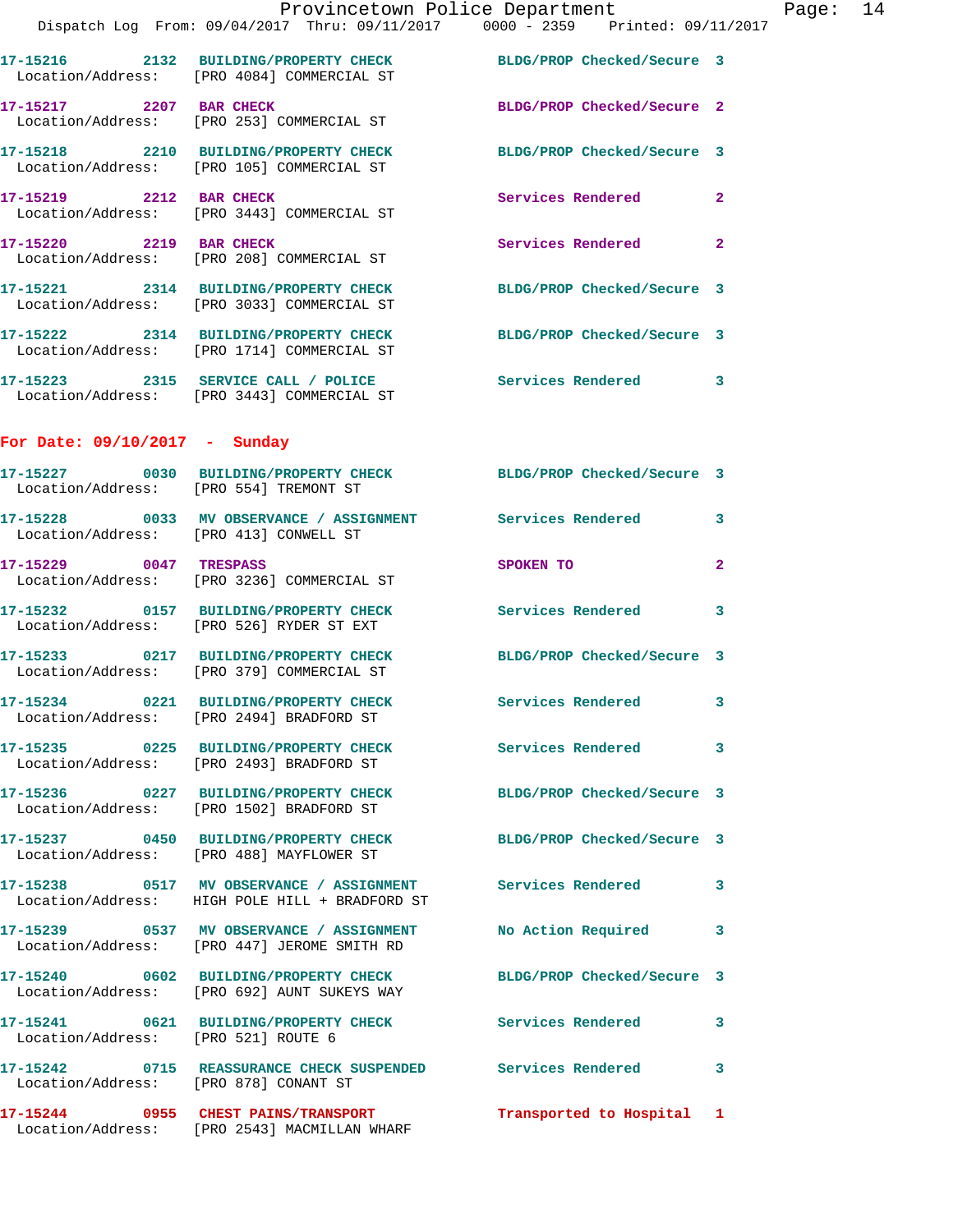17-15216 2132 BUILDING/PROPERTY CHECK BLDG/PROP Checked/Secure 3
Location/Address: [PRO 4084] COMMERCIAL ST

17-15217 2207 BAR CHECK BLDG/PROP Checked/Secure 2
Location/Address: [PRO 253] COMMERCIAL ST

17-15218 2210 BUILDING/PROPERTY CHECK BLDG/PROP Checked/Secure 3
Location/Address: [PRO 105] COMMERCIAL ST

17-15219 2212 BAR CHECK Services Rendered 2
Location/Address: [PRO 3443] COMMERCIAL ST

17-15220 2219 BAR CHECK Services Rendered 2
Location/Address: [PRO 208] COMMERCIAL ST

17-15221 2314 BUILDING/PROPERTY CHECK BLDG/PROP Checked/Secure 3
Location/Address: [PRO 3033] COMMERCIAL ST

17-15222 2314 BUILDING/PROPERTY CHECK BLDG/PROP Checked/Secure 3
Location/Address: [PRO 1714] COMMERCIAL ST

17-15223 2315 SERVICE CALL / POLICE Services Rendered 3
Location/Address: [PRO 3443] COMMERCIAL ST

**For Date: 09/10/2017 - Sunday**

17-15227 0030 BUILDING/PROPERTY CHECK BLDG/PROP Checked/Secure 3
Location/Address: [PRO 554] TREMONT ST

17-15228 0033 MV OBSERVANCE / ASSIGNMENT Services Rendered 3
Location/Address: [PRO 413] CONWELL ST

17-15229 0047 TRESPASS SPOKEN TO 2
Location/Address: [PRO 3236] COMMERCIAL ST

17-15232 0157 BUILDING/PROPERTY CHECK Services Rendered 3
Location/Address: [PRO 526] RYDER ST EXT

17-15233 0217 BUILDING/PROPERTY CHECK BLDG/PROP Checked/Secure 3
Location/Address: [PRO 379] COMMERCIAL ST

17-15234 0221 BUILDING/PROPERTY CHECK Services Rendered 3
Location/Address: [PRO 2494] BRADFORD ST

17-15235 0225 BUILDING/PROPERTY CHECK Services Rendered 3
Location/Address: [PRO 2493] BRADFORD ST

17-15236 0227 BUILDING/PROPERTY CHECK BLDG/PROP Checked/Secure 3
Location/Address: [PRO 1502] BRADFORD ST

17-15237 0450 BUILDING/PROPERTY CHECK BLDG/PROP Checked/Secure 3
Location/Address: [PRO 488] MAYFLOWER ST

17-15238 0517 MV OBSERVANCE / ASSIGNMENT Services Rendered 3
Location/Address: HIGH POLE HILL + BRADFORD ST

17-15239 0537 MV OBSERVANCE / ASSIGNMENT No Action Required 3
Location/Address: [PRO 447] JEROME SMITH RD

17-15240 0602 BUILDING/PROPERTY CHECK BLDG/PROP Checked/Secure 3
Location/Address: [PRO 692] AUNT SUKEYS WAY

17-15241 0621 BUILDING/PROPERTY CHECK Services Rendered 3
Location/Address: [PRO 521] ROUTE 6

17-15242 0715 REASSURANCE CHECK SUSPENDED Services Rendered 3
Location/Address: [PRO 878] CONANT ST

17-15244 0955 CHEST PAINS/TRANSPORT Transported to Hospital 1
Location/Address: [PRO 2543] MACMILLAN WHARF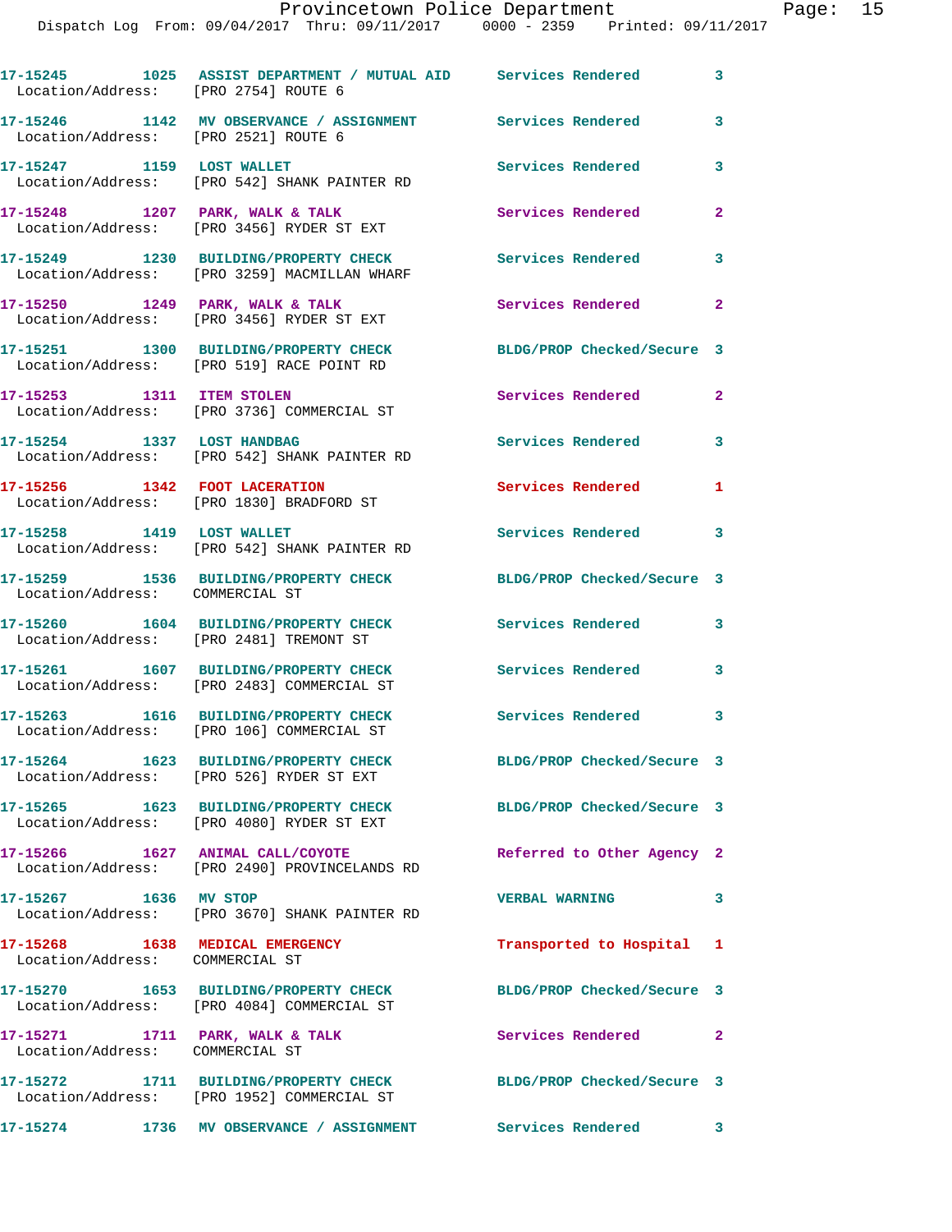17-15245 1025 ASSIST DEPARTMENT / MUTUAL AID Services Rendered 3
Location/Address: [PRO 2754] ROUTE 6

17-15246 1142 MV OBSERVANCE / ASSIGNMENT Services Rendered 3
Location/Address: [PRO 2521] ROUTE 6

17-15247 1159 LOST WALLET Services Rendered 3
Location/Address: [PRO 542] SHANK PAINTER RD

17-15248 1207 PARK, WALK & TALK Services Rendered 2
Location/Address: [PRO 3456] RYDER ST EXT

17-15249 1230 BUILDING/PROPERTY CHECK Services Rendered 3
Location/Address: [PRO 3259] MACMILLAN WHARF

17-15250 1249 PARK, WALK & TALK Services Rendered 2
Location/Address: [PRO 3456] RYDER ST EXT

17-15251 1300 BUILDING/PROPERTY CHECK BLDG/PROP Checked/Secure 3
Location/Address: [PRO 519] RACE POINT RD

17-15253 1311 ITEM STOLEN Services Rendered 2
Location/Address: [PRO 3736] COMMERCIAL ST

17-15254 1337 LOST HANDBAG Services Rendered 3
Location/Address: [PRO 542] SHANK PAINTER RD

17-15256 1342 FOOT LACERATION Services Rendered 1
Location/Address: [PRO 1830] BRADFORD ST

17-15258 1419 LOST WALLET Services Rendered 3
Location/Address: [PRO 542] SHANK PAINTER RD

17-15259 1536 BUILDING/PROPERTY CHECK BLDG/PROP Checked/Secure 3
Location/Address: COMMERCIAL ST

17-15260 1604 BUILDING/PROPERTY CHECK Services Rendered 3
Location/Address: [PRO 2481] TREMONT ST

17-15261 1607 BUILDING/PROPERTY CHECK Services Rendered 3
Location/Address: [PRO 2483] COMMERCIAL ST

17-15263 1616 BUILDING/PROPERTY CHECK Services Rendered 3
Location/Address: [PRO 106] COMMERCIAL ST

17-15264 1623 BUILDING/PROPERTY CHECK BLDG/PROP Checked/Secure 3
Location/Address: [PRO 526] RYDER ST EXT

17-15265 1623 BUILDING/PROPERTY CHECK BLDG/PROP Checked/Secure 3
Location/Address: [PRO 4080] RYDER ST EXT

17-15266 1627 ANIMAL CALL/COYOTE Referred to Other Agency 2
Location/Address: [PRO 2490] PROVINCELANDS RD

17-15267 1636 MV STOP VERBAL WARNING 3
Location/Address: [PRO 3670] SHANK PAINTER RD

17-15268 1638 MEDICAL EMERGENCY Transported to Hospital 1
Location/Address: COMMERCIAL ST

17-15270 1653 BUILDING/PROPERTY CHECK BLDG/PROP Checked/Secure 3
Location/Address: [PRO 4084] COMMERCIAL ST

17-15271 1711 PARK, WALK & TALK Services Rendered 2
Location/Address: COMMERCIAL ST

17-15272 1711 BUILDING/PROPERTY CHECK BLDG/PROP Checked/Secure 3
Location/Address: [PRO 1952] COMMERCIAL ST

17-15274 1736 MV OBSERVANCE / ASSIGNMENT Services Rendered 3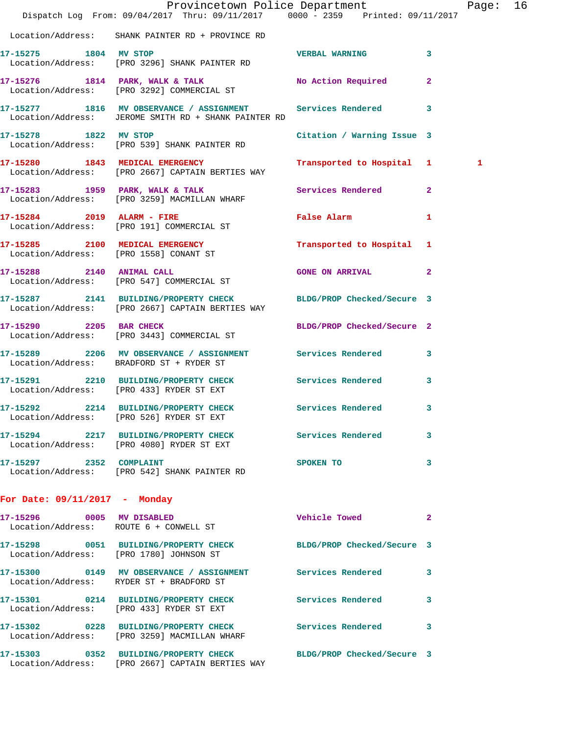Location/Address: SHANK PAINTER RD + PROVINCE RD

| Call # | Time | Call Reason | Action | Priority | |
|---|---|---|---|---|---|
| 17-15275 | 1804 | MV STOP | VERBAL WARNING | 3 | |
| | | Location/Address: [PRO 3296] SHANK PAINTER RD | | | |
| 17-15276 | 1814 | PARK, WALK & TALK | No Action Required | 2 | |
| | | Location/Address: [PRO 3292] COMMERCIAL ST | | | |
| 17-15277 | 1816 | MV OBSERVANCE / ASSIGNMENT | Services Rendered | 3 | |
| | | Location/Address: JEROME SMITH RD + SHANK PAINTER RD | | | |
| 17-15278 | 1822 | MV STOP | Citation / Warning Issue | 3 | |
| | | Location/Address: [PRO 539] SHANK PAINTER RD | | | |
| 17-15280 | 1843 | MEDICAL EMERGENCY | Transported to Hospital | 1 | 1 |
| | | Location/Address: [PRO 2667] CAPTAIN BERTIES WAY | | | |
| 17-15283 | 1959 | PARK, WALK & TALK | Services Rendered | 2 | |
| | | Location/Address: [PRO 3259] MACMILLAN WHARF | | | |
| 17-15284 | 2019 | ALARM - FIRE | False Alarm | 1 | |
| | | Location/Address: [PRO 191] COMMERCIAL ST | | | |
| 17-15285 | 2100 | MEDICAL EMERGENCY | Transported to Hospital | 1 | |
| | | Location/Address: [PRO 1558] CONANT ST | | | |
| 17-15288 | 2140 | ANIMAL CALL | GONE ON ARRIVAL | 2 | |
| | | Location/Address: [PRO 547] COMMERCIAL ST | | | |
| 17-15287 | 2141 | BUILDING/PROPERTY CHECK | BLDG/PROP Checked/Secure | 3 | |
| | | Location/Address: [PRO 2667] CAPTAIN BERTIES WAY | | | |
| 17-15290 | 2205 | BAR CHECK | BLDG/PROP Checked/Secure | 2 | |
| | | Location/Address: [PRO 3443] COMMERCIAL ST | | | |
| 17-15289 | 2206 | MV OBSERVANCE / ASSIGNMENT | Services Rendered | 3 | |
| | | Location/Address: BRADFORD ST + RYDER ST | | | |
| 17-15291 | 2210 | BUILDING/PROPERTY CHECK | Services Rendered | 3 | |
| | | Location/Address: [PRO 433] RYDER ST EXT | | | |
| 17-15292 | 2214 | BUILDING/PROPERTY CHECK | Services Rendered | 3 | |
| | | Location/Address: [PRO 526] RYDER ST EXT | | | |
| 17-15294 | 2217 | BUILDING/PROPERTY CHECK | Services Rendered | 3 | |
| | | Location/Address: [PRO 4080] RYDER ST EXT | | | |
| 17-15297 | 2352 | COMPLAINT | SPOKEN TO | 3 | |
| | | Location/Address: [PRO 542] SHANK PAINTER RD | | | |

## For Date: 09/11/2017 - Monday

| Call # | Time | Call Reason | Action | Priority |
|---|---|---|---|---|
| 17-15296 | 0005 | MV DISABLED | Vehicle Towed | 2 |
| | | Location/Address: ROUTE 6 + CONWELL ST | | |
| 17-15298 | 0051 | BUILDING/PROPERTY CHECK | BLDG/PROP Checked/Secure | 3 |
| | | Location/Address: [PRO 1780] JOHNSON ST | | |
| 17-15300 | 0149 | MV OBSERVANCE / ASSIGNMENT | Services Rendered | 3 |
| | | Location/Address: RYDER ST + BRADFORD ST | | |
| 17-15301 | 0214 | BUILDING/PROPERTY CHECK | Services Rendered | 3 |
| | | Location/Address: [PRO 433] RYDER ST EXT | | |
| 17-15302 | 0228 | BUILDING/PROPERTY CHECK | Services Rendered | 3 |
| | | Location/Address: [PRO 3259] MACMILLAN WHARF | | |
| 17-15303 | 0352 | BUILDING/PROPERTY CHECK | BLDG/PROP Checked/Secure | 3 |
| | | Location/Address: [PRO 2667] CAPTAIN BERTIES WAY | | |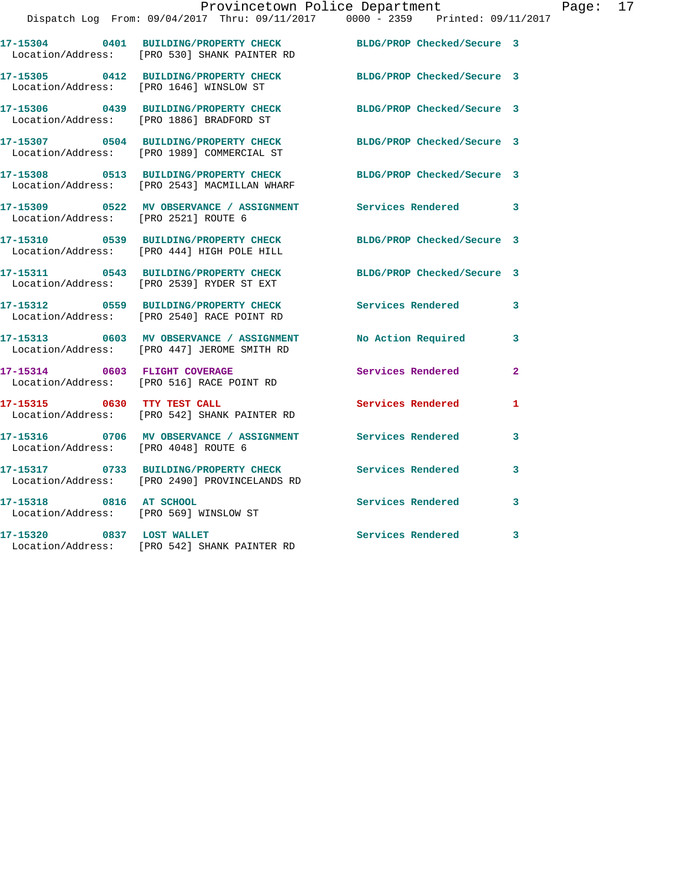17-15304 0401 BUILDING/PROPERTY CHECK BLDG/PROP Checked/Secure 3
Location/Address: [PRO 530] SHANK PAINTER RD

17-15305 0412 BUILDING/PROPERTY CHECK BLDG/PROP Checked/Secure 3
Location/Address: [PRO 1646] WINSLOW ST

17-15306 0439 BUILDING/PROPERTY CHECK BLDG/PROP Checked/Secure 3
Location/Address: [PRO 1886] BRADFORD ST

17-15307 0504 BUILDING/PROPERTY CHECK BLDG/PROP Checked/Secure 3
Location/Address: [PRO 1989] COMMERCIAL ST

17-15308 0513 BUILDING/PROPERTY CHECK BLDG/PROP Checked/Secure 3
Location/Address: [PRO 2543] MACMILLAN WHARF

17-15309 0522 MV OBSERVANCE / ASSIGNMENT Services Rendered 3
Location/Address: [PRO 2521] ROUTE 6

17-15310 0539 BUILDING/PROPERTY CHECK BLDG/PROP Checked/Secure 3
Location/Address: [PRO 444] HIGH POLE HILL

17-15311 0543 BUILDING/PROPERTY CHECK BLDG/PROP Checked/Secure 3
Location/Address: [PRO 2539] RYDER ST EXT

17-15312 0559 BUILDING/PROPERTY CHECK Services Rendered 3
Location/Address: [PRO 2540] RACE POINT RD

17-15313 0603 MV OBSERVANCE / ASSIGNMENT No Action Required 3
Location/Address: [PRO 447] JEROME SMITH RD

17-15314 0603 FLIGHT COVERAGE Services Rendered 2
Location/Address: [PRO 516] RACE POINT RD

17-15315 0630 TTY TEST CALL Services Rendered 1
Location/Address: [PRO 542] SHANK PAINTER RD

17-15316 0706 MV OBSERVANCE / ASSIGNMENT Services Rendered 3
Location/Address: [PRO 4048] ROUTE 6

17-15317 0733 BUILDING/PROPERTY CHECK Services Rendered 3
Location/Address: [PRO 2490] PROVINCELANDS RD

17-15318 0816 AT SCHOOL Services Rendered 3
Location/Address: [PRO 569] WINSLOW ST

17-15320 0837 LOST WALLET Services Rendered 3
Location/Address: [PRO 542] SHANK PAINTER RD